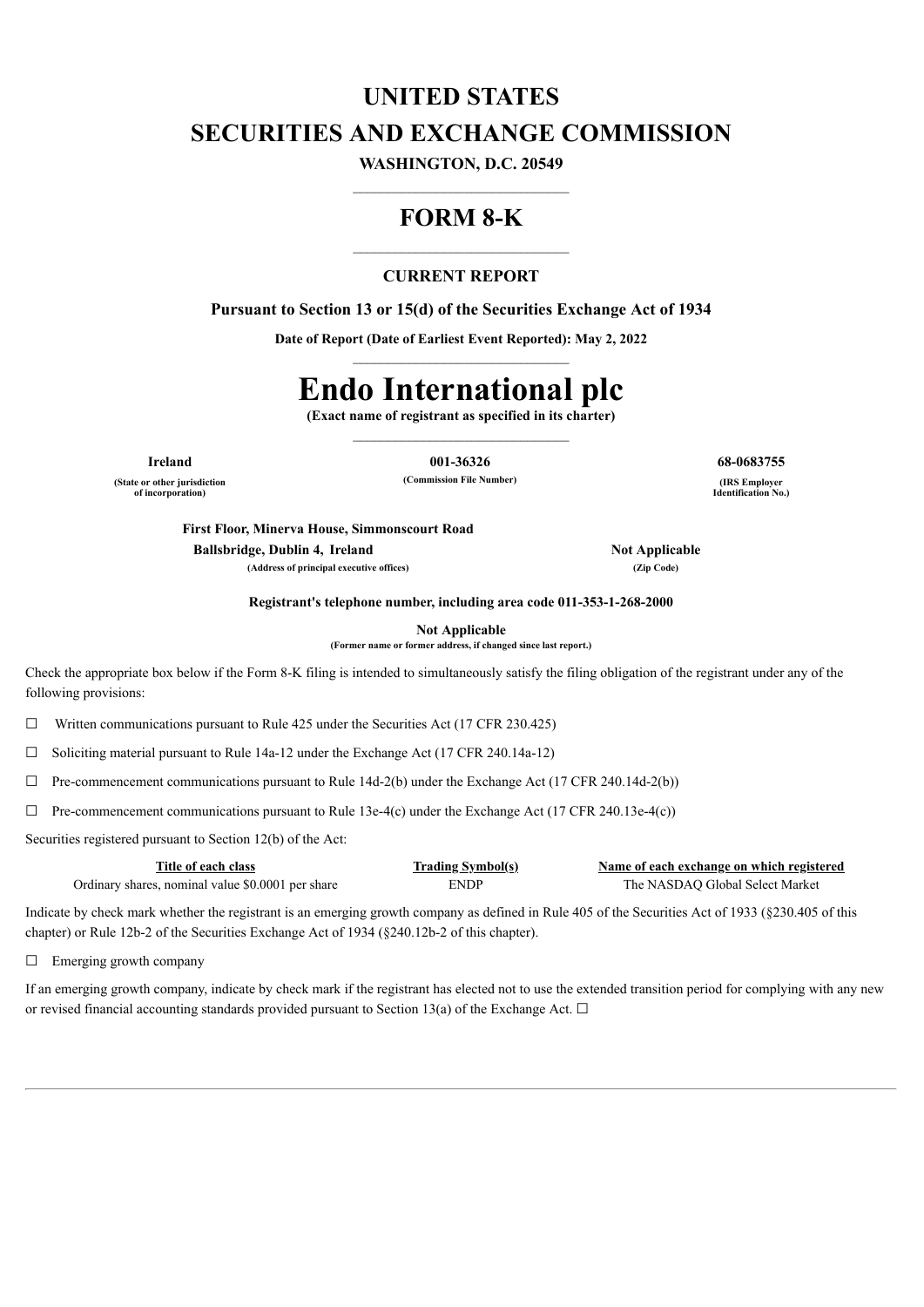# UNITED STATES
# SECURITIES AND EXCHANGE COMMISSION

**WASHINGTON, D.C. 20549**

---

## FORM 8-K

---

**CURRENT REPORT**

**Pursuant to Section 13 or 15(d) of the Securities Exchange Act of 1934**

**Date of Report (Date of Earliest Event Reported): May 2, 2022**

---

# Endo International plc

**(Exact name of registrant as specified in its charter)**

---

| **Ireland** | **001-36326** | **68-0683755** |
|---|---|---|
| **(State or other jurisdiction of incorporation)** | **(Commission File Number)** | **(IRS Employer Identification No.)** |

| **First Floor, Minerva House, Simmonscourt Road Ballsbridge, Dublin 4, Ireland** | **Not Applicable** |
|---|---|
| **(Address of principal executive offices)** | **(Zip Code)** |

**Registrant's telephone number, including area code 011-353-1-268-2000**

**Not Applicable**
**(Former name or former address, if changed since last report.)**

Check the appropriate box below if the Form 8-K filing is intended to simultaneously satisfy the filing obligation of the registrant under any of the following provisions:

☐ Written communications pursuant to Rule 425 under the Securities Act (17 CFR 230.425)

☐ Soliciting material pursuant to Rule 14a-12 under the Exchange Act (17 CFR 240.14a-12)

☐ Pre-commencement communications pursuant to Rule 14d-2(b) under the Exchange Act (17 CFR 240.14d-2(b))

☐ Pre-commencement communications pursuant to Rule 13e-4(c) under the Exchange Act (17 CFR 240.13e-4(c))

Securities registered pursuant to Section 12(b) of the Act:

| Title of each class | Trading Symbol(s) | Name of each exchange on which registered |
|---|---|---|
| Ordinary shares, nominal value $0.0001 per share | ENDP | The NASDAQ Global Select Market |

Indicate by check mark whether the registrant is an emerging growth company as defined in Rule 405 of the Securities Act of 1933 (§230.405 of this chapter) or Rule 12b-2 of the Securities Exchange Act of 1934 (§240.12b-2 of this chapter).

☐ Emerging growth company

If an emerging growth company, indicate by check mark if the registrant has elected not to use the extended transition period for complying with any new or revised financial accounting standards provided pursuant to Section 13(a) of the Exchange Act. ☐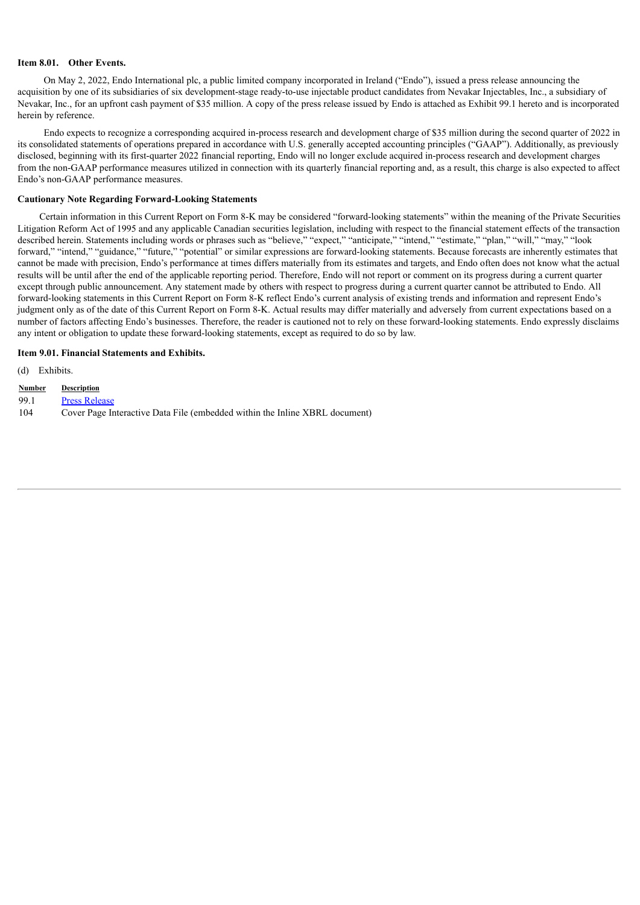**Item 8.01. Other Events.**

On May 2, 2022, Endo International plc, a public limited company incorporated in Ireland ("Endo"), issued a press release announcing the acquisition by one of its subsidiaries of six development-stage ready-to-use injectable product candidates from Nevakar Injectables, Inc., a subsidiary of Nevakar, Inc., for an upfront cash payment of $35 million. A copy of the press release issued by Endo is attached as Exhibit 99.1 hereto and is incorporated herein by reference.

Endo expects to recognize a corresponding acquired in-process research and development charge of $35 million during the second quarter of 2022 in its consolidated statements of operations prepared in accordance with U.S. generally accepted accounting principles ("GAAP"). Additionally, as previously disclosed, beginning with its first-quarter 2022 financial reporting, Endo will no longer exclude acquired in-process research and development charges from the non-GAAP performance measures utilized in connection with its quarterly financial reporting and, as a result, this charge is also expected to affect Endo's non-GAAP performance measures.

**Cautionary Note Regarding Forward-Looking Statements**

Certain information in this Current Report on Form 8-K may be considered "forward-looking statements" within the meaning of the Private Securities Litigation Reform Act of 1995 and any applicable Canadian securities legislation, including with respect to the financial statement effects of the transaction described herein. Statements including words or phrases such as "believe," "expect," "anticipate," "intend," "estimate," "plan," "will," "may," "look forward," "intend," "guidance," "future," "potential" or similar expressions are forward-looking statements. Because forecasts are inherently estimates that cannot be made with precision, Endo's performance at times differs materially from its estimates and targets, and Endo often does not know what the actual results will be until after the end of the applicable reporting period. Therefore, Endo will not report or comment on its progress during a current quarter except through public announcement. Any statement made by others with respect to progress during a current quarter cannot be attributed to Endo. All forward-looking statements in this Current Report on Form 8-K reflect Endo's current analysis of existing trends and information and represent Endo's judgment only as of the date of this Current Report on Form 8-K. Actual results may differ materially and adversely from current expectations based on a number of factors affecting Endo's businesses. Therefore, the reader is cautioned not to rely on these forward-looking statements. Endo expressly disclaims any intent or obligation to update these forward-looking statements, except as required to do so by law.

**Item 9.01. Financial Statements and Exhibits.**

(d) Exhibits.

| Number | Description |
|---|---|
| 99.1 | Press Release |
| 104 | Cover Page Interactive Data File (embedded within the Inline XBRL document) |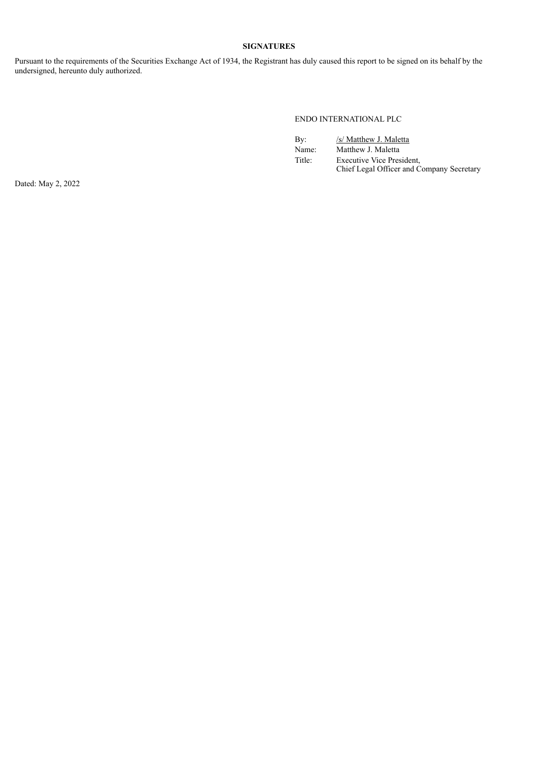**SIGNATURES**

Pursuant to the requirements of the Securities Exchange Act of 1934, the Registrant has duly caused this report to be signed on its behalf by the undersigned, hereunto duly authorized.

ENDO INTERNATIONAL PLC

| | |
|---|---|
| By: | /s/ Matthew J. Maletta |
| Name: | Matthew J. Maletta |
| Title: | Executive Vice President, Chief Legal Officer and Company Secretary |

Dated: May 2, 2022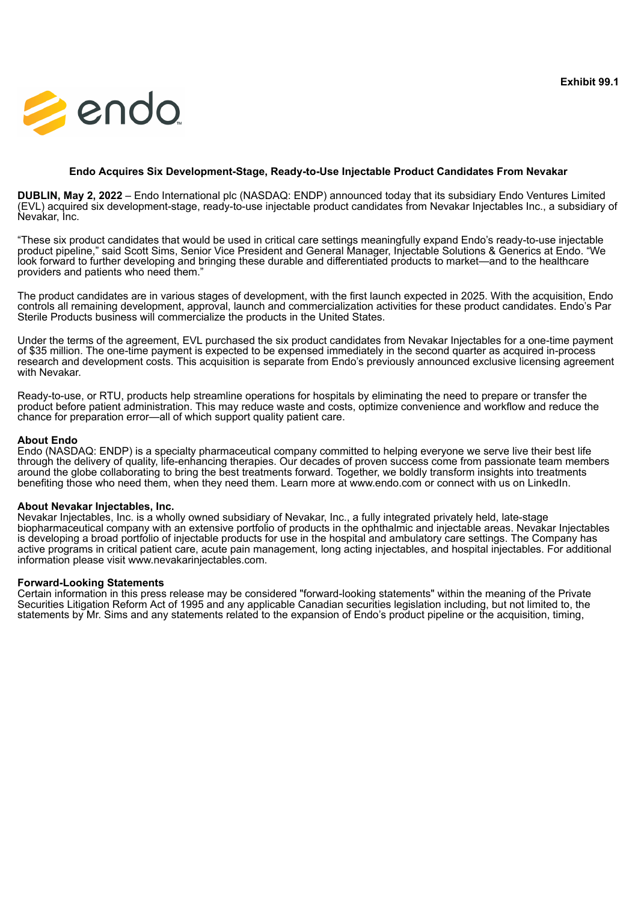Exhibit 99.1

# endo

**Endo Acquires Six Development-Stage, Ready-to-Use Injectable Product Candidates From Nevakar**

**DUBLIN, May 2, 2022** – Endo International plc (NASDAQ: ENDP) announced today that its subsidiary Endo Ventures Limited (EVL) acquired six development-stage, ready-to-use injectable product candidates from Nevakar Injectables Inc., a subsidiary of Nevakar, Inc.

"These six product candidates that would be used in critical care settings meaningfully expand Endo's ready-to-use injectable product pipeline," said Scott Sims, Senior Vice President and General Manager, Injectable Solutions & Generics at Endo. "We look forward to further developing and bringing these durable and differentiated products to market—and to the healthcare providers and patients who need them."

The product candidates are in various stages of development, with the first launch expected in 2025. With the acquisition, Endo controls all remaining development, approval, launch and commercialization activities for these product candidates. Endo's Par Sterile Products business will commercialize the products in the United States.

Under the terms of the agreement, EVL purchased the six product candidates from Nevakar Injectables for a one-time payment of $35 million. The one-time payment is expected to be expensed immediately in the second quarter as acquired in-process research and development costs. This acquisition is separate from Endo's previously announced exclusive licensing agreement with Nevakar.

Ready-to-use, or RTU, products help streamline operations for hospitals by eliminating the need to prepare or transfer the product before patient administration. This may reduce waste and costs, optimize convenience and workflow and reduce the chance for preparation error—all of which support quality patient care.

**About Endo**
Endo (NASDAQ: ENDP) is a specialty pharmaceutical company committed to helping everyone we serve live their best life through the delivery of quality, life-enhancing therapies. Our decades of proven success come from passionate team members around the globe collaborating to bring the best treatments forward. Together, we boldly transform insights into treatments benefiting those who need them, when they need them. Learn more at www.endo.com or connect with us on LinkedIn.

**About Nevakar Injectables, Inc.**
Nevakar Injectables, Inc. is a wholly owned subsidiary of Nevakar, Inc., a fully integrated privately held, late-stage biopharmaceutical company with an extensive portfolio of products in the ophthalmic and injectable areas. Nevakar Injectables is developing a broad portfolio of injectable products for use in the hospital and ambulatory care settings. The Company has active programs in critical patient care, acute pain management, long acting injectables, and hospital injectables. For additional information please visit www.nevakarinjectables.com.

**Forward-Looking Statements**
Certain information in this press release may be considered "forward-looking statements" within the meaning of the Private Securities Litigation Reform Act of 1995 and any applicable Canadian securities legislation including, but not limited to, the statements by Mr. Sims and any statements related to the expansion of Endo's product pipeline or the acquisition, timing,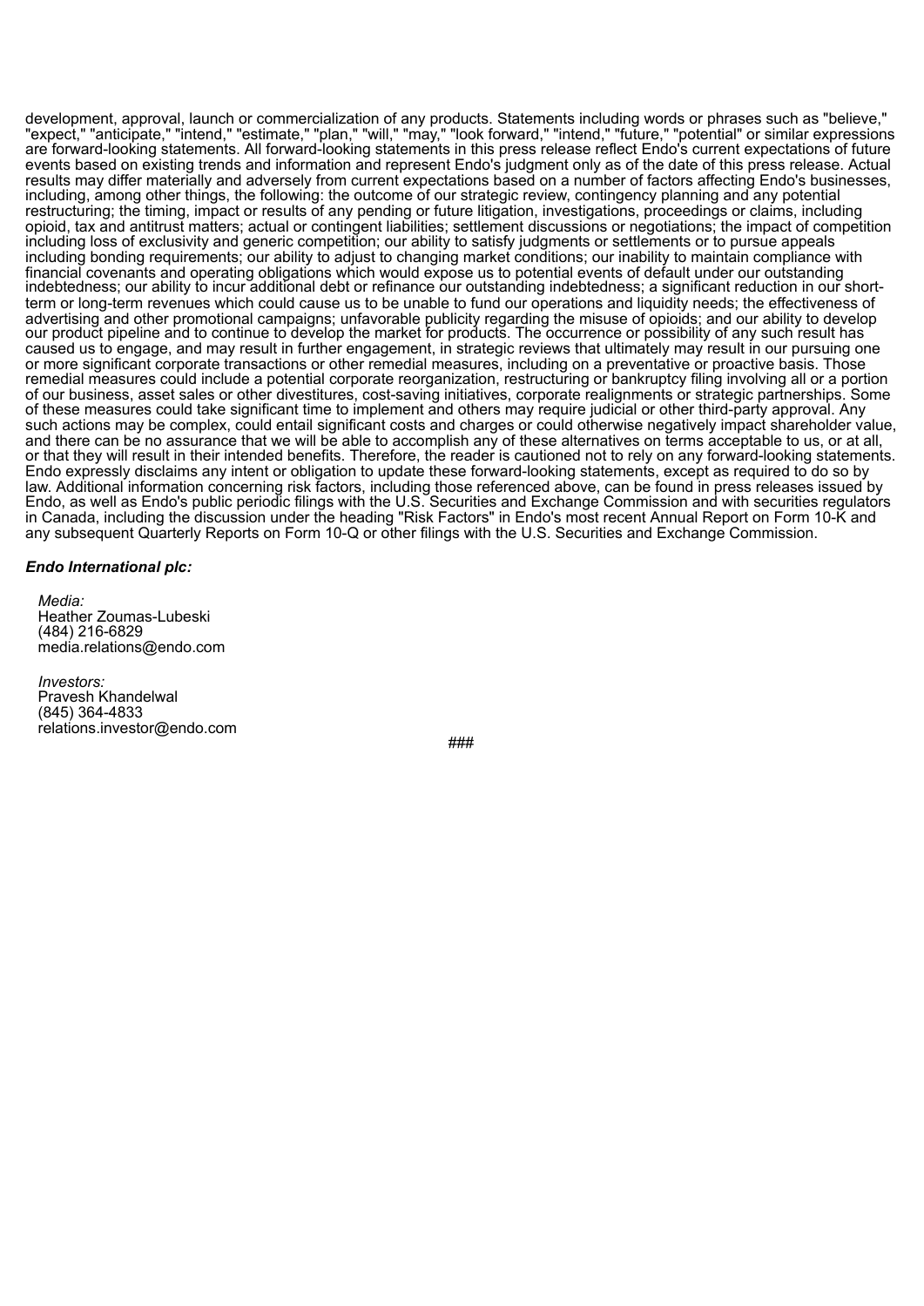development, approval, launch or commercialization of any products. Statements including words or phrases such as "believe," "expect," "anticipate," "intend," "estimate," "plan," "will," "may," "look forward," "intend," "future," "potential" or similar expressions are forward-looking statements. All forward-looking statements in this press release reflect Endo's current expectations of future events based on existing trends and information and represent Endo's judgment only as of the date of this press release. Actual results may differ materially and adversely from current expectations based on a number of factors affecting Endo's businesses, including, among other things, the following: the outcome of our strategic review, contingency planning and any potential restructuring; the timing, impact or results of any pending or future litigation, investigations, proceedings or claims, including opioid, tax and antitrust matters; actual or contingent liabilities; settlement discussions or negotiations; the impact of competition including loss of exclusivity and generic competition; our ability to satisfy judgments or settlements or to pursue appeals including bonding requirements; our ability to adjust to changing market conditions; our inability to maintain compliance with financial covenants and operating obligations which would expose us to potential events of default under our outstanding indebtedness; our ability to incur additional debt or refinance our outstanding indebtedness; a significant reduction in our short-term or long-term revenues which could cause us to be unable to fund our operations and liquidity needs; the effectiveness of advertising and other promotional campaigns; unfavorable publicity regarding the misuse of opioids; and our ability to develop our product pipeline and to continue to develop the market for products. The occurrence or possibility of any such result has caused us to engage, and may result in further engagement, in strategic reviews that ultimately may result in our pursuing one or more significant corporate transactions or other remedial measures, including on a preventative or proactive basis. Those remedial measures could include a potential corporate reorganization, restructuring or bankruptcy filing involving all or a portion of our business, asset sales or other divestitures, cost-saving initiatives, corporate realignments or strategic partnerships. Some of these measures could take significant time to implement and others may require judicial or other third-party approval. Any such actions may be complex, could entail significant costs and charges or could otherwise negatively impact shareholder value, and there can be no assurance that we will be able to accomplish any of these alternatives on terms acceptable to us, or at all, or that they will result in their intended benefits. Therefore, the reader is cautioned not to rely on any forward-looking statements. Endo expressly disclaims any intent or obligation to update these forward-looking statements, except as required to do so by law. Additional information concerning risk factors, including those referenced above, can be found in press releases issued by Endo, as well as Endo's public periodic filings with the U.S. Securities and Exchange Commission and with securities regulators in Canada, including the discussion under the heading "Risk Factors" in Endo's most recent Annual Report on Form 10-K and any subsequent Quarterly Reports on Form 10-Q or other filings with the U.S. Securities and Exchange Commission.

***Endo International plc:***

*Media:*
Heather Zoumas-Lubeski
(484) 216-6829
media.relations@endo.com

*Investors:*
Pravesh Khandelwal
(845) 364-4833
relations.investor@endo.com

###